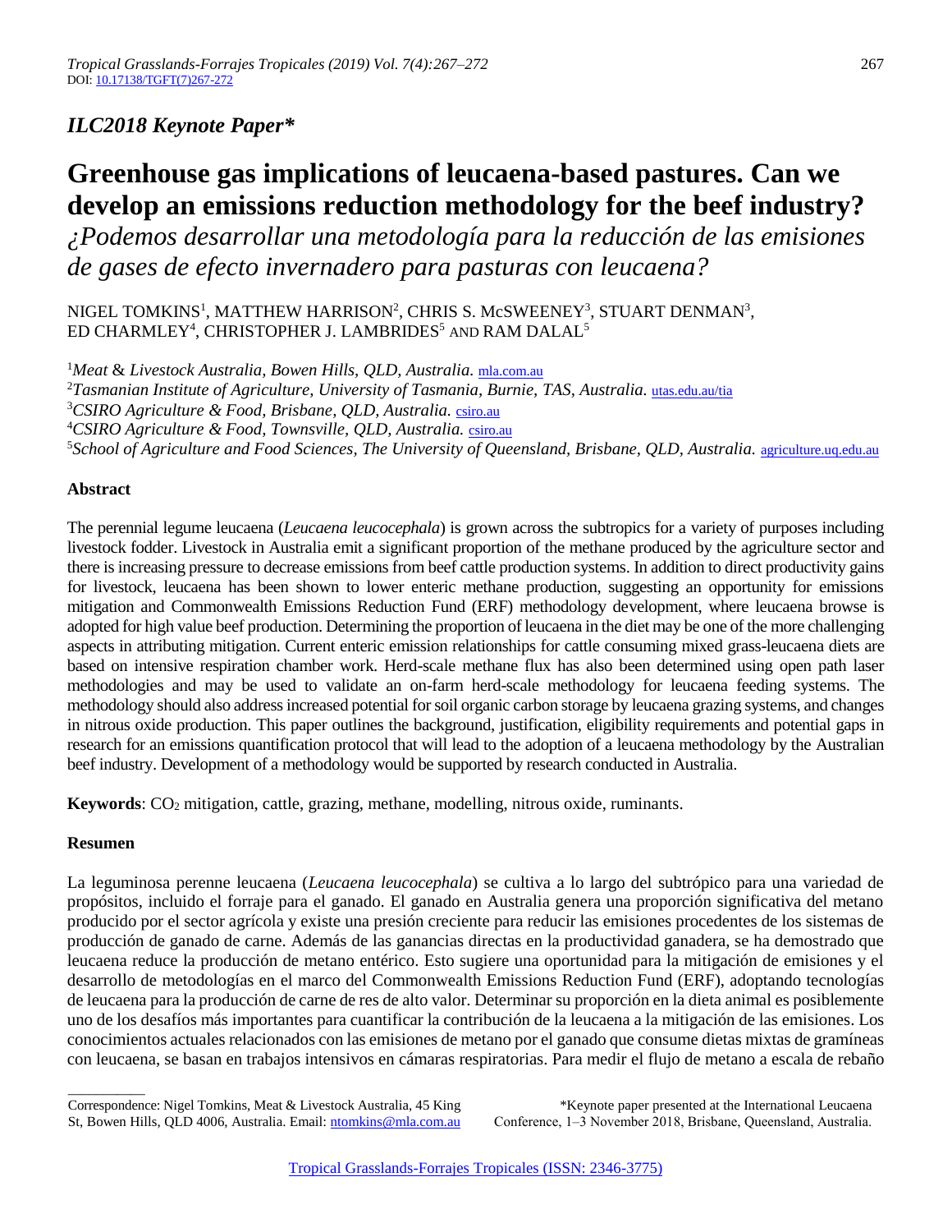*ILC2018 Keynote Paper**

# Greenhouse gas implications of leucaena-based pastures. Can we develop an emissions reduction methodology for the beef industry?

*¿Podemos desarrollar una metodología para la reducción de las emisiones de gases de efecto invernadero para pasturas con leucaena?*

NIGEL TOMKINS[1], MATTHEW HARRISON[2], CHRIS S. McSWEENEY[3], STUART DENMAN[3], ED CHARMLEY[4], CHRISTOPHER J. LAMBRIDES[5] AND RAM DALAL[5]

[1]*Meat & Livestock Australia, Bowen Hills, QLD, Australia.* mla.com.au
[2]*Tasmanian Institute of Agriculture, University of Tasmania, Burnie, TAS, Australia.* utas.edu.au/tia
[3]*CSIRO Agriculture & Food, Brisbane, QLD, Australia.* csiro.au
[4]*CSIRO Agriculture & Food, Townsville, QLD, Australia.* csiro.au
[5]*School of Agriculture and Food Sciences, The University of Queensland, Brisbane, QLD, Australia.* agriculture.uq.edu.au

## Abstract

The perennial legume leucaena (*Leucaena leucocephala*) is grown across the subtropics for a variety of purposes including livestock fodder. Livestock in Australia emit a significant proportion of the methane produced by the agriculture sector and there is increasing pressure to decrease emissions from beef cattle production systems. In addition to direct productivity gains for livestock, leucaena has been shown to lower enteric methane production, suggesting an opportunity for emissions mitigation and Commonwealth Emissions Reduction Fund (ERF) methodology development, where leucaena browse is adopted for high value beef production. Determining the proportion of leucaena in the diet may be one of the more challenging aspects in attributing mitigation. Current enteric emission relationships for cattle consuming mixed grass-leucaena diets are based on intensive respiration chamber work. Herd-scale methane flux has also been determined using open path laser methodologies and may be used to validate an on-farm herd-scale methodology for leucaena feeding systems. The methodology should also address increased potential for soil organic carbon storage by leucaena grazing systems, and changes in nitrous oxide production. This paper outlines the background, justification, eligibility requirements and potential gaps in research for an emissions quantification protocol that will lead to the adoption of a leucaena methodology by the Australian beef industry. Development of a methodology would be supported by research conducted in Australia.

**Keywords**: $CO_2$ mitigation, cattle, grazing, methane, modelling, nitrous oxide, ruminants.

## Resumen

La leguminosa perenne leucaena (*Leucaena leucocephala*) se cultiva a lo largo del subtrópico para una variedad de propósitos, incluido el forraje para el ganado. El ganado en Australia genera una proporción significativa del metano producido por el sector agrícola y existe una presión creciente para reducir las emisiones procedentes de los sistemas de producción de ganado de carne. Además de las ganancias directas en la productividad ganadera, se ha demostrado que leucaena reduce la producción de metano entérico. Esto sugiere una oportunidad para la mitigación de emisiones y el desarrollo de metodologías en el marco del Commonwealth Emissions Reduction Fund (ERF), adoptando tecnologías de leucaena para la producción de carne de res de alto valor. Determinar su proporción en la dieta animal es posiblemente uno de los desafíos más importantes para cuantificar la contribución de la leucaena a la mitigación de las emisiones. Los conocimientos actuales relacionados con las emisiones de metano por el ganado que consume dietas mixtas de gramíneas con leucaena, se basan en trabajos intensivos en cámaras respiratorias. Para medir el flujo de metano a escala de rebaño

---

Correspondence: Nigel Tomkins, Meat & Livestock Australia, 45 King St, Bowen Hills, QLD 4006, Australia. Email: ntomkins@mla.com.au

*Keynote paper presented at the International Leucaena Conference, 1–3 November 2018, Brisbane, Queensland, Australia.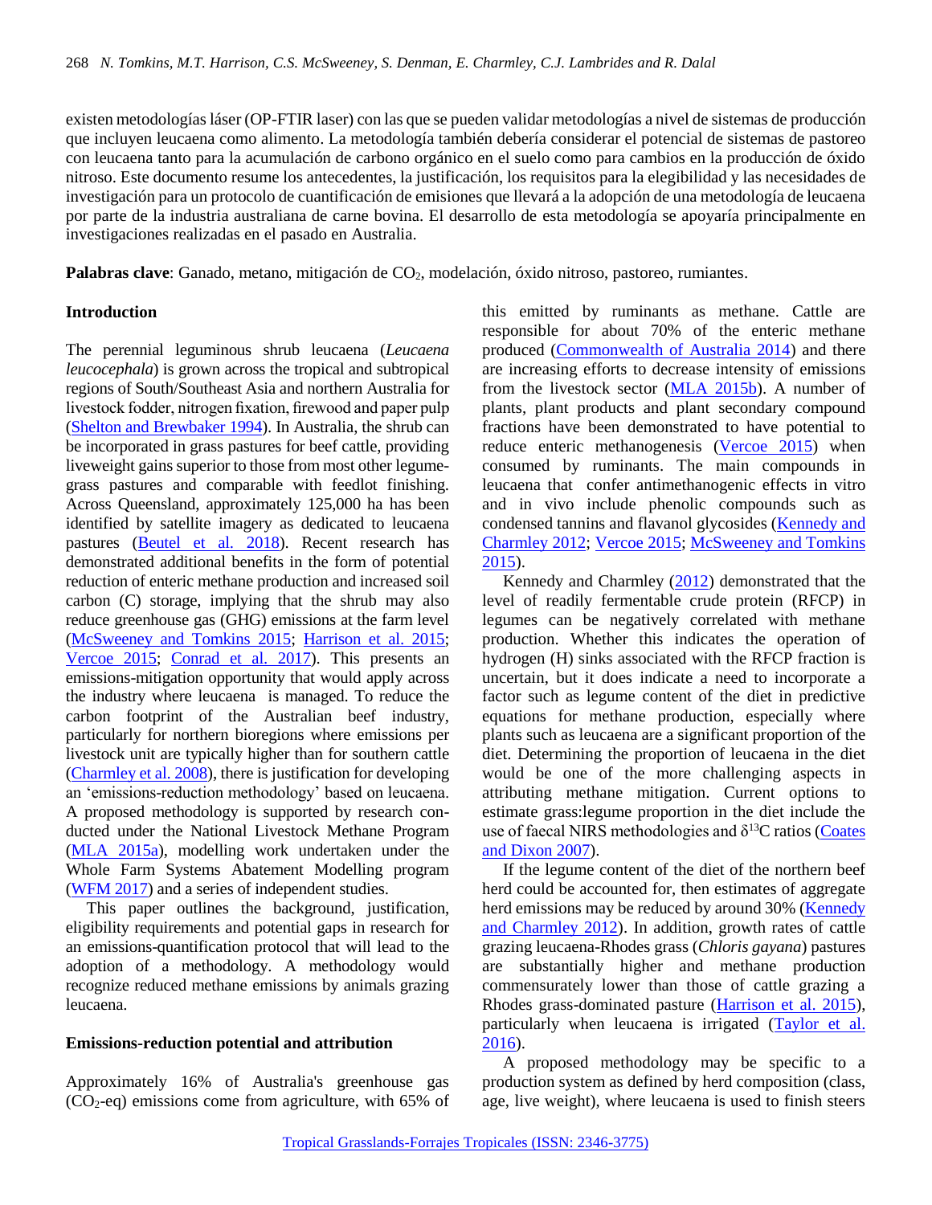existen metodologías láser (OP-FTIR laser) con las que se pueden validar metodologías a nivel de sistemas de producción que incluyen leucaena como alimento. La metodología también debería considerar el potencial de sistemas de pastoreo con leucaena tanto para la acumulación de carbono orgánico en el suelo como para cambios en la producción de óxido nitroso. Este documento resume los antecedentes, la justificación, los requisitos para la elegibilidad y las necesidades de investigación para un protocolo de cuantificación de emisiones que llevará a la adopción de una metodología de leucaena por parte de la industria australiana de carne bovina. El desarrollo de esta metodología se apoyaría principalmente en investigaciones realizadas en el pasado en Australia.

**Palabras clave**: Ganado, metano, mitigación de $CO_2$, modelación, óxido nitroso, pastoreo, rumiantes.

## Introduction

The perennial leguminous shrub leucaena (*Leucaena leucocephala*) is grown across the tropical and subtropical regions of South/Southeast Asia and northern Australia for livestock fodder, nitrogen fixation, firewood and paper pulp (Shelton and Brewbaker 1994). In Australia, the shrub can be incorporated in grass pastures for beef cattle, providing liveweight gains superior to those from most other legume-grass pastures and comparable with feedlot finishing. Across Queensland, approximately 125,000 ha has been identified by satellite imagery as dedicated to leucaena pastures (Beutel et al. 2018). Recent research has demonstrated additional benefits in the form of potential reduction of enteric methane production and increased soil carbon (C) storage, implying that the shrub may also reduce greenhouse gas (GHG) emissions at the farm level (McSweeney and Tomkins 2015; Harrison et al. 2015; Vercoe 2015; Conrad et al. 2017). This presents an emissions-mitigation opportunity that would apply across the industry where leucaena is managed. To reduce the carbon footprint of the Australian beef industry, particularly for northern bioregions where emissions per livestock unit are typically higher than for southern cattle (Charmley et al. 2008), there is justification for developing an 'emissions-reduction methodology' based on leucaena. A proposed methodology is supported by research conducted under the National Livestock Methane Program (MLA 2015a), modelling work undertaken under the Whole Farm Systems Abatement Modelling program (WFM 2017) and a series of independent studies.

This paper outlines the background, justification, eligibility requirements and potential gaps in research for an emissions-quantification protocol that will lead to the adoption of a methodology. A methodology would recognize reduced methane emissions by animals grazing leucaena.

## Emissions-reduction potential and attribution

Approximately 16% of Australia's greenhouse gas ($CO_2$-eq) emissions come from agriculture, with 65% of this emitted by ruminants as methane. Cattle are responsible for about 70% of the enteric methane produced (Commonwealth of Australia 2014) and there are increasing efforts to decrease intensity of emissions from the livestock sector (MLA 2015b). A number of plants, plant products and plant secondary compound fractions have been demonstrated to have potential to reduce enteric methanogenesis (Vercoe 2015) when consumed by ruminants. The main compounds in leucaena that confer antimethanogenic effects in vitro and in vivo include phenolic compounds such as condensed tannins and flavanol glycosides (Kennedy and Charmley 2012; Vercoe 2015; McSweeney and Tomkins 2015).

Kennedy and Charmley (2012) demonstrated that the level of readily fermentable crude protein (RFCP) in legumes can be negatively correlated with methane production. Whether this indicates the operation of hydrogen (H) sinks associated with the RFCP fraction is uncertain, but it does indicate a need to incorporate a factor such as legume content of the diet in predictive equations for methane production, especially where plants such as leucaena are a significant proportion of the diet. Determining the proportion of leucaena in the diet would be one of the more challenging aspects in attributing methane mitigation. Current options to estimate grass:legume proportion in the diet include the use of faecal NIRS methodologies and $\delta^{13}C$ ratios (Coates and Dixon 2007).

If the legume content of the diet of the northern beef herd could be accounted for, then estimates of aggregate herd emissions may be reduced by around 30% (Kennedy and Charmley 2012). In addition, growth rates of cattle grazing leucaena-Rhodes grass (*Chloris gayana*) pastures are substantially higher and methane production commensurately lower than those of cattle grazing a Rhodes grass-dominated pasture (Harrison et al. 2015), particularly when leucaena is irrigated (Taylor et al. 2016).

A proposed methodology may be specific to a production system as defined by herd composition (class, age, live weight), where leucaena is used to finish steers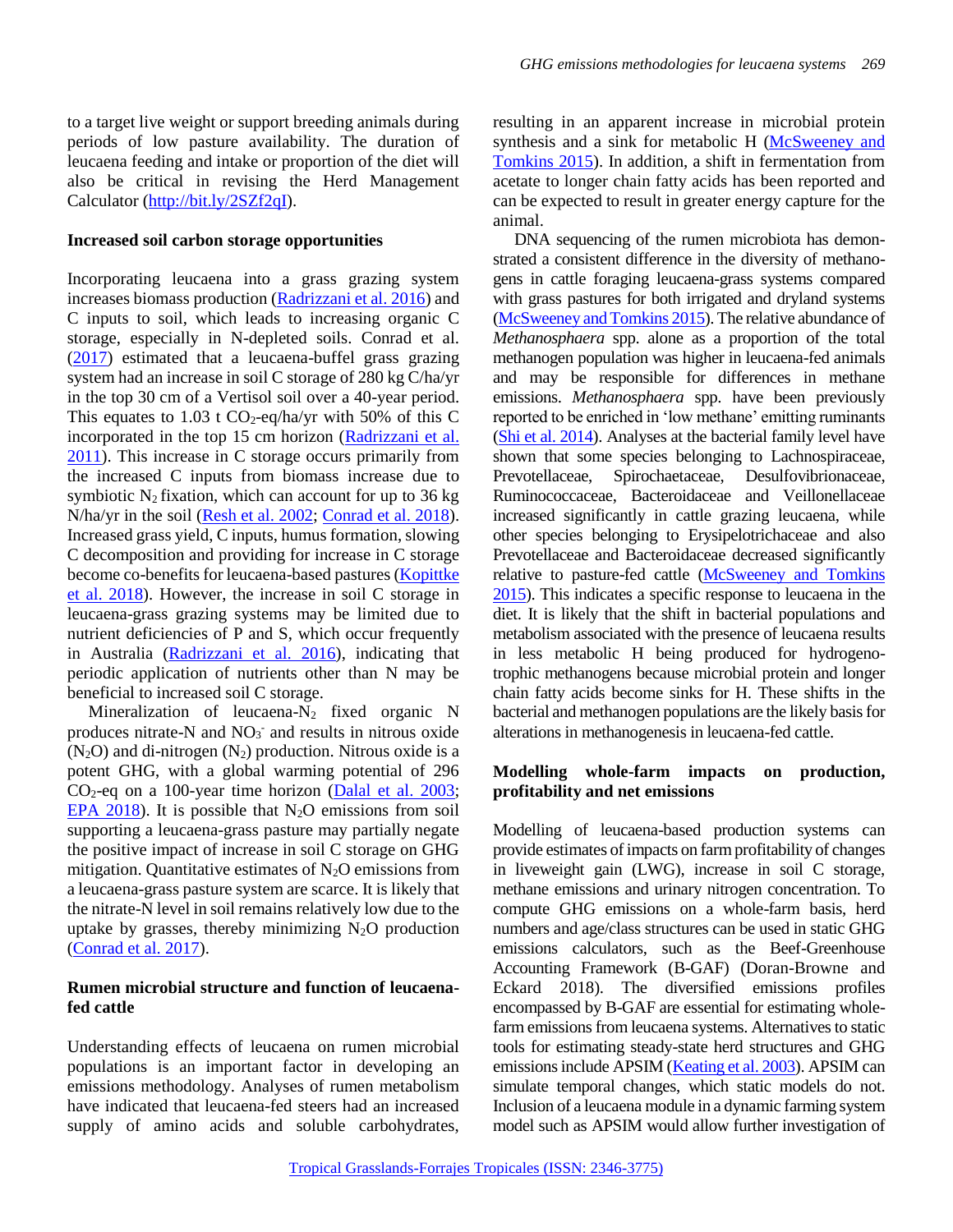to a target live weight or support breeding animals during periods of low pasture availability. The duration of leucaena feeding and intake or proportion of the diet will also be critical in revising the Herd Management Calculator (http://bit.ly/2SZf2qI).

**Increased soil carbon storage opportunities**

Incorporating leucaena into a grass grazing system increases biomass production (Radrizzani et al. 2016) and C inputs to soil, which leads to increasing organic C storage, especially in N-depleted soils. Conrad et al. (2017) estimated that a leucaena-buffel grass grazing system had an increase in soil C storage of 280 kg C/ha/yr in the top 30 cm of a Vertisol soil over a 40-year period. This equates to 1.03 t $CO_2$-eq/ha/yr with 50% of this C incorporated in the top 15 cm horizon (Radrizzani et al. 2011). This increase in C storage occurs primarily from the increased C inputs from biomass increase due to symbiotic $N_2$ fixation, which can account for up to 36 kg N/ha/yr in the soil (Resh et al. 2002; Conrad et al. 2018). Increased grass yield, C inputs, humus formation, slowing C decomposition and providing for increase in C storage become co-benefits for leucaena-based pastures (Kopittke et al. 2018). However, the increase in soil C storage in leucaena-grass grazing systems may be limited due to nutrient deficiencies of P and S, which occur frequently in Australia (Radrizzani et al. 2016), indicating that periodic application of nutrients other than N may be beneficial to increased soil C storage.

Mineralization of leucaena-$N_2$ fixed organic N produces nitrate-N and $NO_3^-$ and results in nitrous oxide ($N_2O$) and di-nitrogen ($N_2$) production. Nitrous oxide is a potent GHG, with a global warming potential of 296 $CO_2$-eq on a 100-year time horizon (Dalal et al. 2003; EPA 2018). It is possible that $N_2O$ emissions from soil supporting a leucaena-grass pasture may partially negate the positive impact of increase in soil C storage on GHG mitigation. Quantitative estimates of $N_2O$ emissions from a leucaena-grass pasture system are scarce. It is likely that the nitrate-N level in soil remains relatively low due to the uptake by grasses, thereby minimizing $N_2O$ production (Conrad et al. 2017).

**Rumen microbial structure and function of leucaena-fed cattle**

Understanding effects of leucaena on rumen microbial populations is an important factor in developing an emissions methodology. Analyses of rumen metabolism have indicated that leucaena-fed steers had an increased supply of amino acids and soluble carbohydrates, resulting in an apparent increase in microbial protein synthesis and a sink for metabolic H (McSweeney and Tomkins 2015). In addition, a shift in fermentation from acetate to longer chain fatty acids has been reported and can be expected to result in greater energy capture for the animal.

DNA sequencing of the rumen microbiota has demonstrated a consistent difference in the diversity of methanogens in cattle foraging leucaena-grass systems compared with grass pastures for both irrigated and dryland systems (McSweeney and Tomkins 2015). The relative abundance of *Methanosphaera* spp. alone as a proportion of the total methanogen population was higher in leucaena-fed animals and may be responsible for differences in methane emissions. *Methanosphaera* spp. have been previously reported to be enriched in 'low methane' emitting ruminants (Shi et al. 2014). Analyses at the bacterial family level have shown that some species belonging to Lachnospiraceae, Prevotellaceae, Spirochaetaceae, Desulfovibrionaceae, Ruminococcaceae, Bacteroidaceae and Veillonellaceae increased significantly in cattle grazing leucaena, while other species belonging to Erysipelotrichaceae and also Prevotellaceae and Bacteroidaceae decreased significantly relative to pasture-fed cattle (McSweeney and Tomkins 2015). This indicates a specific response to leucaena in the diet. It is likely that the shift in bacterial populations and metabolism associated with the presence of leucaena results in less metabolic H being produced for hydrogenotrophic methanogens because microbial protein and longer chain fatty acids become sinks for H. These shifts in the bacterial and methanogen populations are the likely basis for alterations in methanogenesis in leucaena-fed cattle.

**Modelling whole-farm impacts on production, profitability and net emissions**

Modelling of leucaena-based production systems can provide estimates of impacts on farm profitability of changes in liveweight gain (LWG), increase in soil C storage, methane emissions and urinary nitrogen concentration. To compute GHG emissions on a whole-farm basis, herd numbers and age/class structures can be used in static GHG emissions calculators, such as the Beef-Greenhouse Accounting Framework (B-GAF) (Doran-Browne and Eckard 2018). The diversified emissions profiles encompassed by B-GAF are essential for estimating whole-farm emissions from leucaena systems. Alternatives to static tools for estimating steady-state herd structures and GHG emissions include APSIM (Keating et al. 2003). APSIM can simulate temporal changes, which static models do not. Inclusion of a leucaena module in a dynamic farming system model such as APSIM would allow further investigation of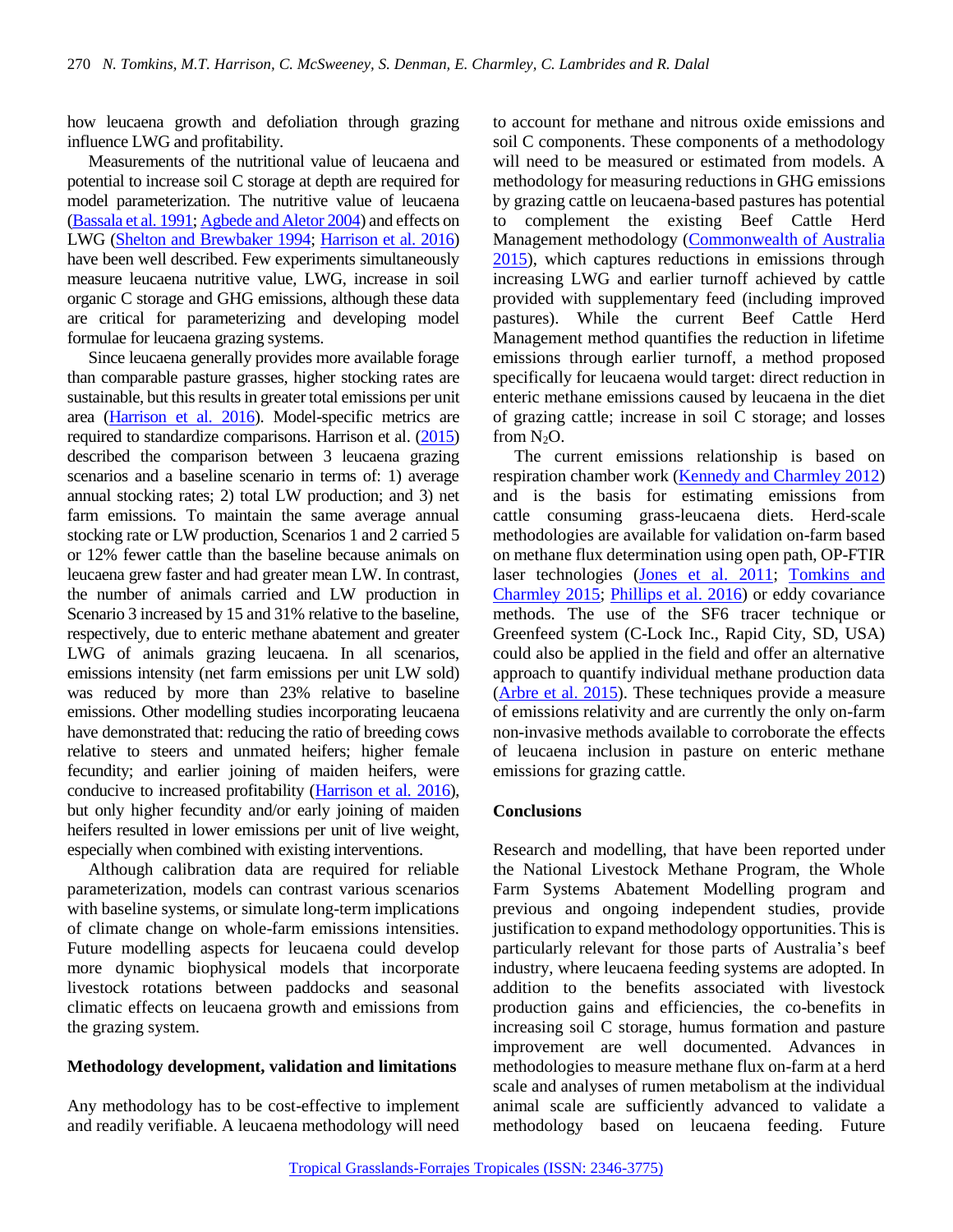how leucaena growth and defoliation through grazing influence LWG and profitability.

Measurements of the nutritional value of leucaena and potential to increase soil C storage at depth are required for model parameterization. The nutritive value of leucaena (Bassala et al. 1991; Agbede and Aletor 2004) and effects on LWG (Shelton and Brewbaker 1994; Harrison et al. 2016) have been well described. Few experiments simultaneously measure leucaena nutritive value, LWG, increase in soil organic C storage and GHG emissions, although these data are critical for parameterizing and developing model formulae for leucaena grazing systems.

Since leucaena generally provides more available forage than comparable pasture grasses, higher stocking rates are sustainable, but this results in greater total emissions per unit area (Harrison et al. 2016). Model-specific metrics are required to standardize comparisons. Harrison et al. (2015) described the comparison between 3 leucaena grazing scenarios and a baseline scenario in terms of: 1) average annual stocking rates; 2) total LW production; and 3) net farm emissions. To maintain the same average annual stocking rate or LW production, Scenarios 1 and 2 carried 5 or 12% fewer cattle than the baseline because animals on leucaena grew faster and had greater mean LW. In contrast, the number of animals carried and LW production in Scenario 3 increased by 15 and 31% relative to the baseline, respectively, due to enteric methane abatement and greater LWG of animals grazing leucaena. In all scenarios, emissions intensity (net farm emissions per unit LW sold) was reduced by more than 23% relative to baseline emissions. Other modelling studies incorporating leucaena have demonstrated that: reducing the ratio of breeding cows relative to steers and unmated heifers; higher female fecundity; and earlier joining of maiden heifers, were conducive to increased profitability (Harrison et al. 2016), but only higher fecundity and/or early joining of maiden heifers resulted in lower emissions per unit of live weight, especially when combined with existing interventions.

Although calibration data are required for reliable parameterization, models can contrast various scenarios with baseline systems, or simulate long-term implications of climate change on whole-farm emissions intensities. Future modelling aspects for leucaena could develop more dynamic biophysical models that incorporate livestock rotations between paddocks and seasonal climatic effects on leucaena growth and emissions from the grazing system.

**Methodology development, validation and limitations**

Any methodology has to be cost-effective to implement and readily verifiable. A leucaena methodology will need to account for methane and nitrous oxide emissions and soil C components. These components of a methodology will need to be measured or estimated from models. A methodology for measuring reductions in GHG emissions by grazing cattle on leucaena-based pastures has potential to complement the existing Beef Cattle Herd Management methodology (Commonwealth of Australia 2015), which captures reductions in emissions through increasing LWG and earlier turnoff achieved by cattle provided with supplementary feed (including improved pastures). While the current Beef Cattle Herd Management method quantifies the reduction in lifetime emissions through earlier turnoff, a method proposed specifically for leucaena would target: direct reduction in enteric methane emissions caused by leucaena in the diet of grazing cattle; increase in soil C storage; and losses from $N_2O$.

The current emissions relationship is based on respiration chamber work (Kennedy and Charmley 2012) and is the basis for estimating emissions from cattle consuming grass-leucaena diets. Herd-scale methodologies are available for validation on-farm based on methane flux determination using open path, OP-FTIR laser technologies (Jones et al. 2011; Tomkins and Charmley 2015; Phillips et al. 2016) or eddy covariance methods. The use of the SF6 tracer technique or Greenfeed system (C-Lock Inc., Rapid City, SD, USA) could also be applied in the field and offer an alternative approach to quantify individual methane production data (Arbre et al. 2015). These techniques provide a measure of emissions relativity and are currently the only on-farm non-invasive methods available to corroborate the effects of leucaena inclusion in pasture on enteric methane emissions for grazing cattle.

**Conclusions**

Research and modelling, that have been reported under the National Livestock Methane Program, the Whole Farm Systems Abatement Modelling program and previous and ongoing independent studies, provide justification to expand methodology opportunities. This is particularly relevant for those parts of Australia's beef industry, where leucaena feeding systems are adopted. In addition to the benefits associated with livestock production gains and efficiencies, the co-benefits in increasing soil C storage, humus formation and pasture improvement are well documented. Advances in methodologies to measure methane flux on-farm at a herd scale and analyses of rumen metabolism at the individual animal scale are sufficiently advanced to validate a methodology based on leucaena feeding. Future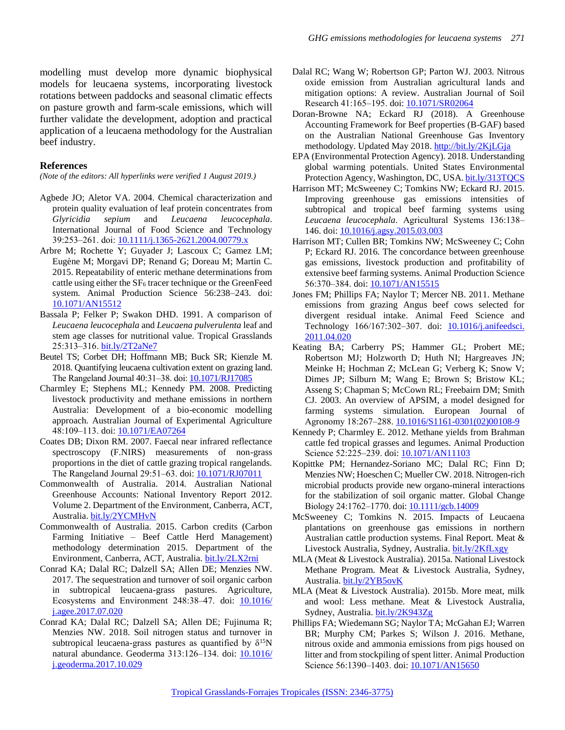modelling must develop more dynamic biophysical models for leucaena systems, incorporating livestock rotations between paddocks and seasonal climatic effects on pasture growth and farm-scale emissions, which will further validate the development, adoption and practical application of a leucaena methodology for the Australian beef industry.

## References

*(Note of the editors: All hyperlinks were verified 1 August 2019.)*

Agbede JO; Aletor VA. 2004. Chemical characterization and protein quality evaluation of leaf protein concentrates from *Glyricidia sepium* and *Leucaena leucocephala*. International Journal of Food Science and Technology 39:253–261. doi: 10.1111/j.1365-2621.2004.00779.x

Arbre M; Rochette Y; Guyader J; Lascoux C; Gamez LM; Eugène M; Morgavi DP; Renand G; Doreau M; Martin C. 2015. Repeatability of enteric methane determinations from cattle using either the $SF_6$ tracer technique or the GreenFeed system. Animal Production Science 56:238–243. doi: 10.1071/AN15512

Bassala P; Felker P; Swakon DHD. 1991. A comparison of *Leucaena leucocephala* and *Leucaena pulverulenta* leaf and stem age classes for nutritional value. Tropical Grasslands 25:313–316. bit.ly/2T2aNe7

Beutel TS; Corbet DH; Hoffmann MB; Buck SR; Kienzle M. 2018. Quantifying leucaena cultivation extent on grazing land. The Rangeland Journal 40:31–38. doi: 10.1071/RJ17085

Charmley E; Stephens ML; Kennedy PM. 2008. Predicting livestock productivity and methane emissions in northern Australia: Development of a bio-economic modelling approach. Australian Journal of Experimental Agriculture 48:109–113. doi: 10.1071/EA07264

Coates DB; Dixon RM. 2007. Faecal near infrared reflectance spectroscopy (F.NIRS) measurements of non-grass proportions in the diet of cattle grazing tropical rangelands. The Rangeland Journal 29:51–63. doi: 10.1071/RJ07011

Commonwealth of Australia. 2014. Australian National Greenhouse Accounts: National Inventory Report 2012. Volume 2. Department of the Environment, Canberra, ACT, Australia. bit.ly/2YCMHvN

Commonwealth of Australia. 2015. Carbon credits (Carbon Farming Initiative – Beef Cattle Herd Management) methodology determination 2015. Department of the Environment, Canberra, ACT, Australia. bit.ly/2LX2rni

Conrad KA; Dalal RC; Dalzell SA; Allen DE; Menzies NW. 2017. The sequestration and turnover of soil organic carbon in subtropical leucaena-grass pastures. Agriculture, Ecosystems and Environment 248:38–47. doi: 10.1016/j.agee.2017.07.020

Conrad KA; Dalal RC; Dalzell SA; Allen DE; Fujinuma R; Menzies NW. 2018. Soil nitrogen status and turnover in subtropical leucaena-grass pastures as quantified by $\delta^{15}N$ natural abundance. Geoderma 313:126–134. doi: 10.1016/j.geoderma.2017.10.029

Dalal RC; Wang W; Robertson GP; Parton WJ. 2003. Nitrous oxide emission from Australian agricultural lands and mitigation options: A review. Australian Journal of Soil Research 41:165–195. doi: 10.1071/SR02064

Doran-Browne NA; Eckard RJ (2018). A Greenhouse Accounting Framework for Beef properties (B-GAF) based on the Australian National Greenhouse Gas Inventory methodology. Updated May 2018. http://bit.ly/2KjLGja

EPA (Environmental Protection Agency). 2018. Understanding global warming potentials. United States Environmental Protection Agency, Washington, DC, USA. bit.ly/313TQCS

Harrison MT; McSweeney C; Tomkins NW; Eckard RJ. 2015. Improving greenhouse gas emissions intensities of subtropical and tropical beef farming systems using *Leucaena leucocephala*. Agricultural Systems 136:138–146. doi: 10.1016/j.agsy.2015.03.003

Harrison MT; Cullen BR; Tomkins NW; McSweeney C; Cohn P; Eckard RJ. 2016. The concordance between greenhouse gas emissions, livestock production and profitability of extensive beef farming systems. Animal Production Science 56:370–384. doi: 10.1071/AN15515

Jones FM; Phillips FA; Naylor T; Mercer NB. 2011. Methane emissions from grazing Angus beef cows selected for divergent residual intake. Animal Feed Science and Technology 166/167:302–307. doi: 10.1016/j.anifeedsci.2011.04.020

Keating BA; Carberry PS; Hammer GL; Probert ME; Robertson MJ; Holzworth D; Huth NI; Hargreaves JN; Meinke H; Hochman Z; McLean G; Verberg K; Snow V; Dimes JP; Silburn M; Wang E; Brown S; Bristow KL; Asseng S; Chapman S; McCown RL; Freebairn DM; Smith CJ. 2003. An overview of APSIM, a model designed for farming systems simulation. European Journal of Agronomy 18:267–288. 10.1016/S1161-0301(02)00108-9

Kennedy P; Charmley E. 2012. Methane yields from Brahman cattle fed tropical grasses and legumes. Animal Production Science 52:225–239. doi: 10.1071/AN11103

Kopittke PM; Hernandez-Soriano MC; Dalal RC; Finn D; Menzies NW; Hoeschen C; Mueller CW. 2018. Nitrogen-rich microbial products provide new organo-mineral interactions for the stabilization of soil organic matter. Global Change Biology 24:1762–1770. doi: 10.1111/gcb.14009

McSweeney C; Tomkins N. 2015. Impacts of Leucaena plantations on greenhouse gas emissions in northern Australian cattle production systems. Final Report. Meat & Livestock Australia, Sydney, Australia. bit.ly/2KfLxgy

MLA (Meat & Livestock Australia). 2015a. National Livestock Methane Program. Meat & Livestock Australia, Sydney, Australia. bit.ly/2YB5ovK

MLA (Meat & Livestock Australia). 2015b. More meat, milk and wool: Less methane. Meat & Livestock Australia, Sydney, Australia. bit.ly/2K943Zg

Phillips FA; Wiedemann SG; Naylor TA; McGahan EJ; Warren BR; Murphy CM; Parkes S; Wilson J. 2016. Methane, nitrous oxide and ammonia emissions from pigs housed on litter and from stockpiling of spent litter. Animal Production Science 56:1390–1403. doi: 10.1071/AN15650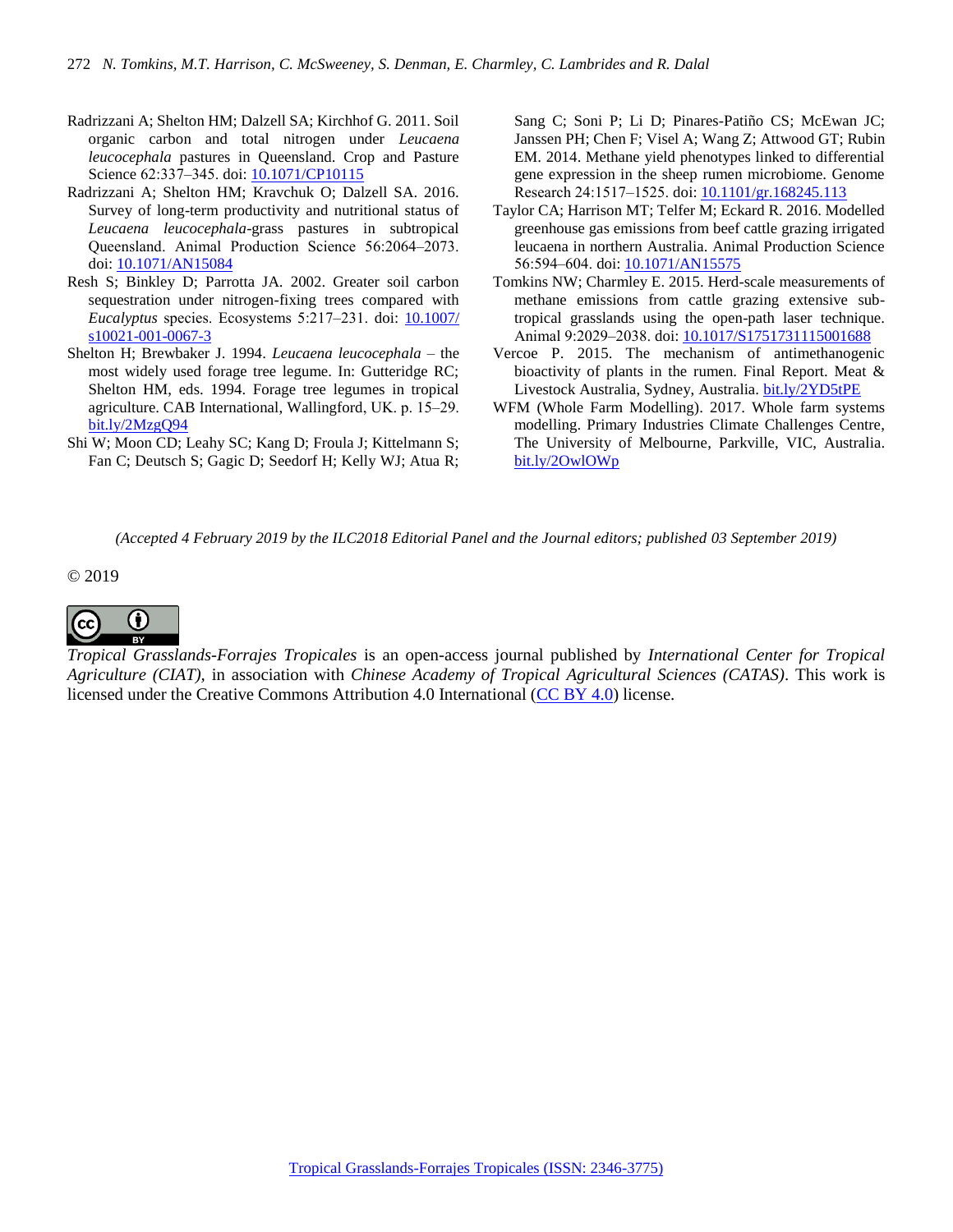Radrizzani A; Shelton HM; Dalzell SA; Kirchhof G. 2011. Soil organic carbon and total nitrogen under *Leucaena leucocephala* pastures in Queensland. Crop and Pasture Science 62:337–345. doi: 10.1071/CP10115

Radrizzani A; Shelton HM; Kravchuk O; Dalzell SA. 2016. Survey of long-term productivity and nutritional status of *Leucaena leucocephala*-grass pastures in subtropical Queensland. Animal Production Science 56:2064–2073. doi: 10.1071/AN15084

Resh S; Binkley D; Parrotta JA. 2002. Greater soil carbon sequestration under nitrogen-fixing trees compared with *Eucalyptus* species. Ecosystems 5:217–231. doi: 10.1007/s10021-001-0067-3

Shelton H; Brewbaker J. 1994. *Leucaena leucocephala* – the most widely used forage tree legume. In: Gutteridge RC; Shelton HM, eds. 1994. Forage tree legumes in tropical agriculture. CAB International, Wallingford, UK. p. 15–29. bit.ly/2MzgQ94

Shi W; Moon CD; Leahy SC; Kang D; Froula J; Kittelmann S; Fan C; Deutsch S; Gagic D; Seedorf H; Kelly WJ; Atua R; Sang C; Soni P; Li D; Pinares-Patiño CS; McEwan JC; Janssen PH; Chen F; Visel A; Wang Z; Attwood GT; Rubin EM. 2014. Methane yield phenotypes linked to differential gene expression in the sheep rumen microbiome. Genome Research 24:1517–1525. doi: 10.1101/gr.168245.113

Taylor CA; Harrison MT; Telfer M; Eckard R. 2016. Modelled greenhouse gas emissions from beef cattle grazing irrigated leucaena in northern Australia. Animal Production Science 56:594–604. doi: 10.1071/AN15575

Tomkins NW; Charmley E. 2015. Herd-scale measurements of methane emissions from cattle grazing extensive sub-tropical grasslands using the open-path laser technique. Animal 9:2029–2038. doi: 10.1017/S1751731115001688

Vercoe P. 2015. The mechanism of antimethanogenic bioactivity of plants in the rumen. Final Report. Meat & Livestock Australia, Sydney, Australia. bit.ly/2YD5tPE

WFM (Whole Farm Modelling). 2017. Whole farm systems modelling. Primary Industries Climate Challenges Centre, The University of Melbourne, Parkville, VIC, Australia. bit.ly/2OwlOWp

*(Accepted 4 February 2019 by the ILC2018 Editorial Panel and the Journal editors; published 03 September 2019)*

© 2019

*Tropical Grasslands-Forrajes Tropicales* is an open-access journal published by *International Center for Tropical Agriculture (CIAT)*, in association with *Chinese Academy of Tropical Agricultural Sciences (CATAS)*. This work is licensed under the Creative Commons Attribution 4.0 International (CC BY 4.0) license.